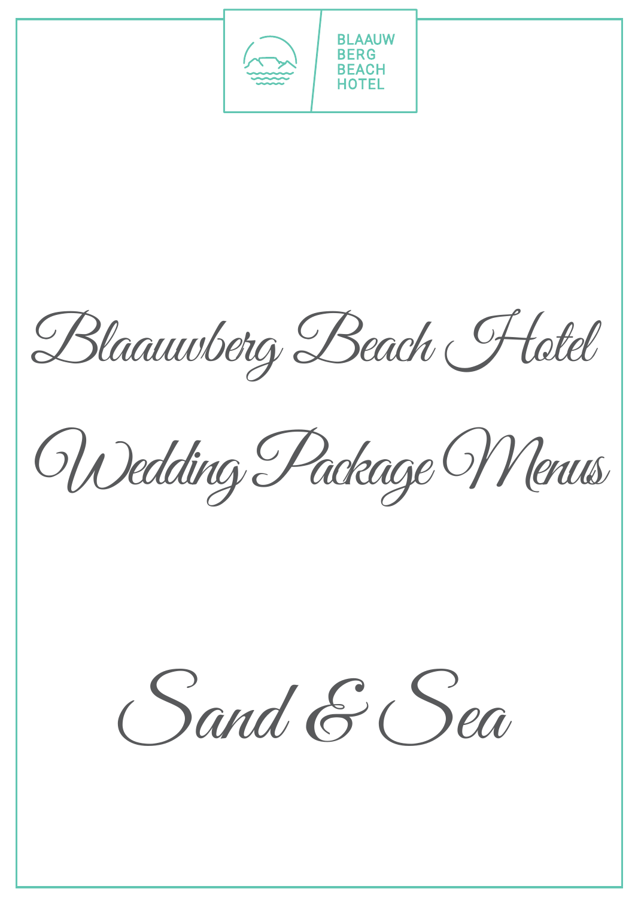BLAAUW BERG BEACH HOTEL

# Blaauwberg Beach Hotel

# Wedding Package Menus

## Sand & Sea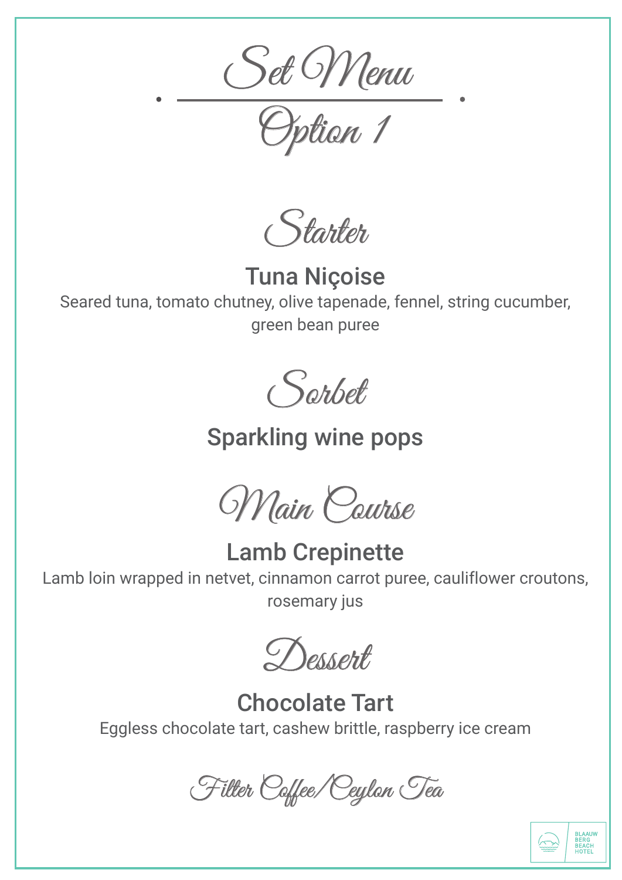# Set Menu

## Option 1

### Starter

**Tuna Niçoise**

Seared tuna, tomato chutney, olive tapenade, fennel, string cucumber, green bean puree

### Sorbet

**Sparkling wine pops**

### Main Course

**Lamb Crepinette**

Lamb loin wrapped in netvet, cinnamon carrot puree, cauliflower croutons, rosemary jus

### Dessert

**Chocolate Tart**

Eggless chocolate tart, cashew brittle, raspberry ice cream

### Filter Coffee/Ceylon Tea

BLAAUW BERG BEACH HOTEL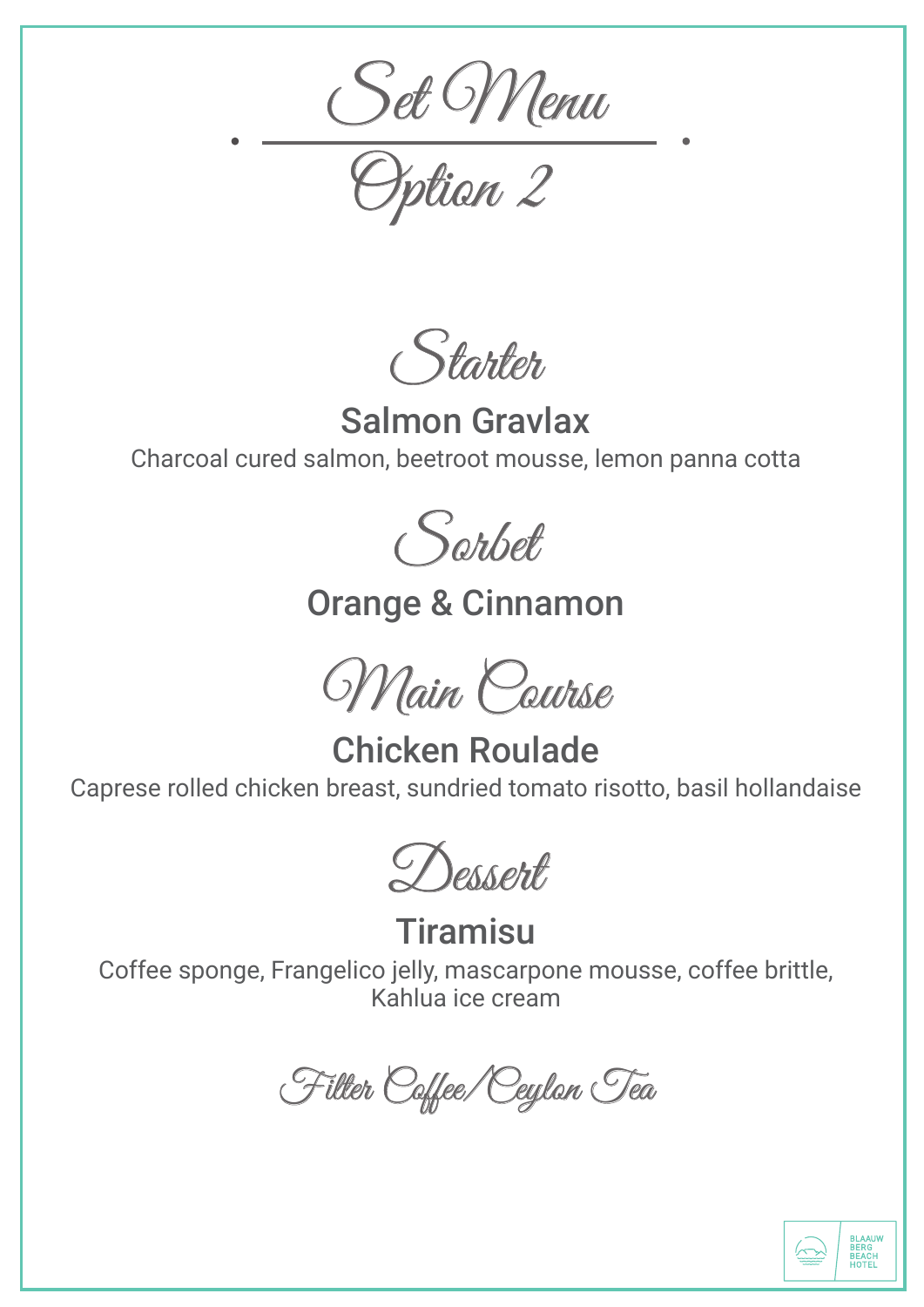# Set Menu

## Option 2

## Starter

### Salmon Gravlax

Charcoal cured salmon, beetroot mousse, lemon panna cotta

## Sorbet

### Orange & Cinnamon

## Main Course

### Chicken Roulade

Caprese rolled chicken breast, sundried tomato risotto, basil hollandaise

## Dessert

### Tiramisu

Coffee sponge, Frangelico jelly, mascarpone mousse, coffee brittle, Kahlua ice cream

## Filter Coffee/Ceylon Tea

BLAAUW BERG BEACH HOTEL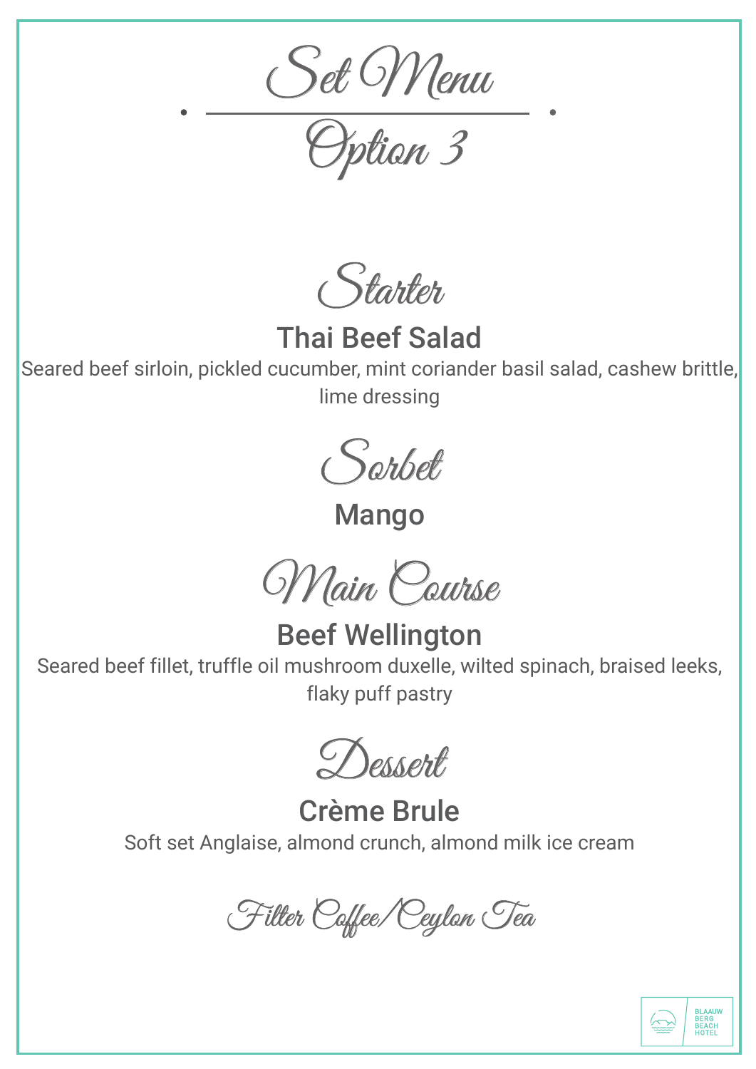# Set Menu

## Option 3

## Starter

### Thai Beef Salad

Seared beef sirloin, pickled cucumber, mint coriander basil salad, cashew brittle, lime dressing

## Sorbet

### Mango

## Main Course

### Beef Wellington

Seared beef fillet, truffle oil mushroom duxelle, wilted spinach, braised leeks, flaky puff pastry

## Dessert

### Crème Brule

Soft set Anglaise, almond crunch, almond milk ice cream

## Filter Coffee/Ceylon Tea

BLAAUW BERG BEACH HOTEL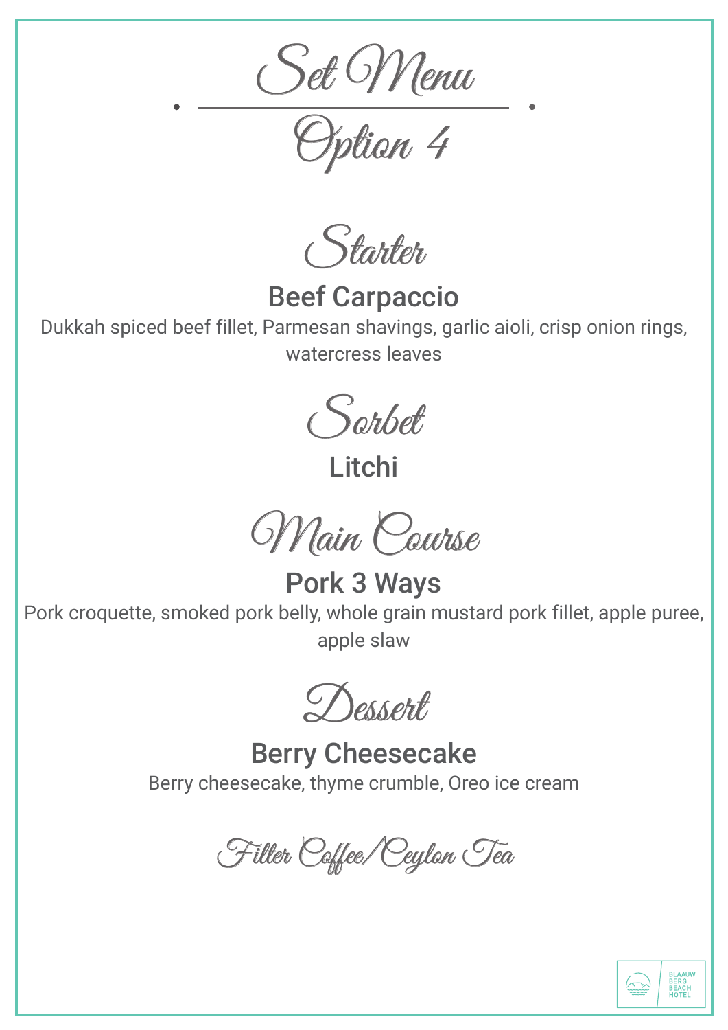# Set Menu

## Option 4

### Starter

**Beef Carpaccio**

Dukkah spiced beef fillet, Parmesan shavings, garlic aioli, crisp onion rings, watercress leaves

### Sorbet

**Litchi**

### Main Course

**Pork 3 Ways**

Pork croquette, smoked pork belly, whole grain mustard pork fillet, apple puree, apple slaw

### Dessert

**Berry Cheesecake**

Berry cheesecake, thyme crumble, Oreo ice cream

### Filter Coffee/Ceylon Tea

BLAAUW BERG BEACH HOTEL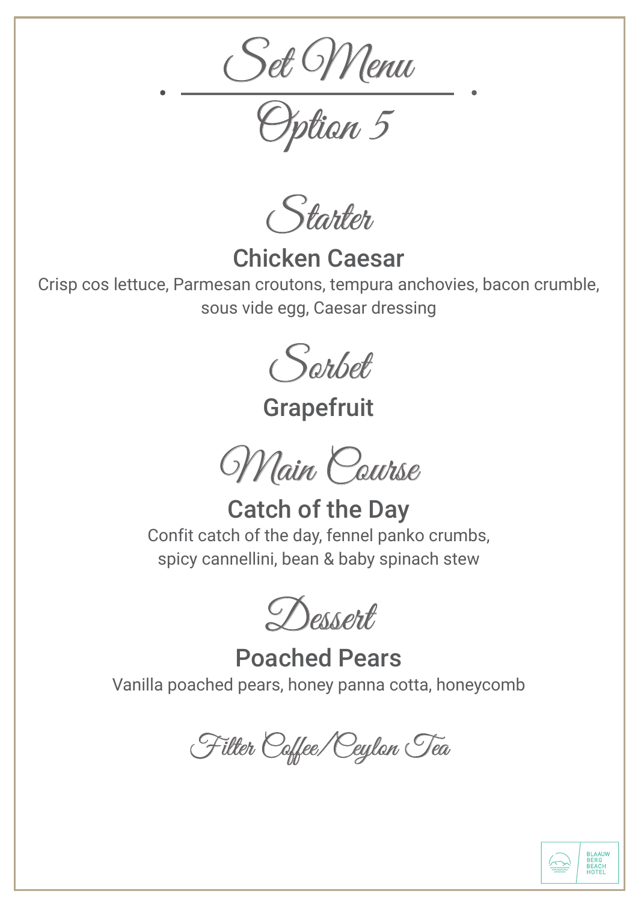# Set Menu

## Option 5

## Starter

### Chicken Caesar

Crisp cos lettuce, Parmesan croutons, tempura anchovies, bacon crumble, sous vide egg, Caesar dressing

## Sorbet

### Grapefruit

## Main Course

### Catch of the Day

Confit catch of the day, fennel panko crumbs,
spicy cannellini, bean & baby spinach stew

## Dessert

### Poached Pears

Vanilla poached pears, honey panna cotta, honeycomb

## Filter Coffee/Ceylon Tea

BLAAUW BERG BEACH HOTEL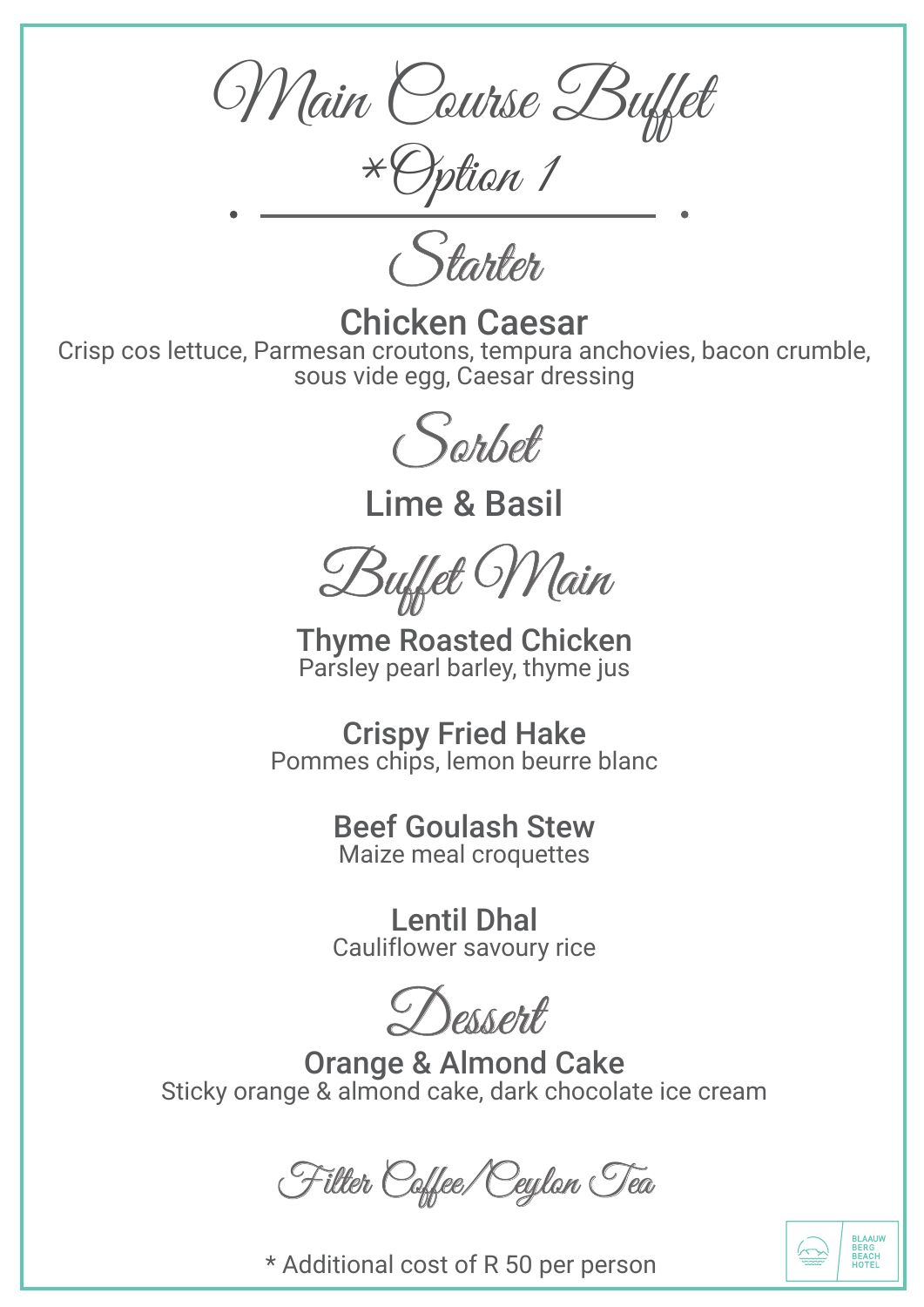# Main Course Buffet

## *Option 1

## Starter

**Chicken Caesar**

Crisp cos lettuce, Parmesan croutons, tempura anchovies, bacon crumble, sous vide egg, Caesar dressing

## Sorbet

**Lime & Basil**

## Buffet Main

**Thyme Roasted Chicken**

Parsley pearl barley, thyme jus

**Crispy Fried Hake**

Pommes chips, lemon beurre blanc

**Beef Goulash Stew**

Maize meal croquettes

**Lentil Dhal**

Cauliflower savoury rice

## Dessert

**Orange & Almond Cake**

Sticky orange & almond cake, dark chocolate ice cream

## Filter Coffee/Ceylon Tea

* Additional cost of R 50 per person

BLAAUW BERG BEACH HOTEL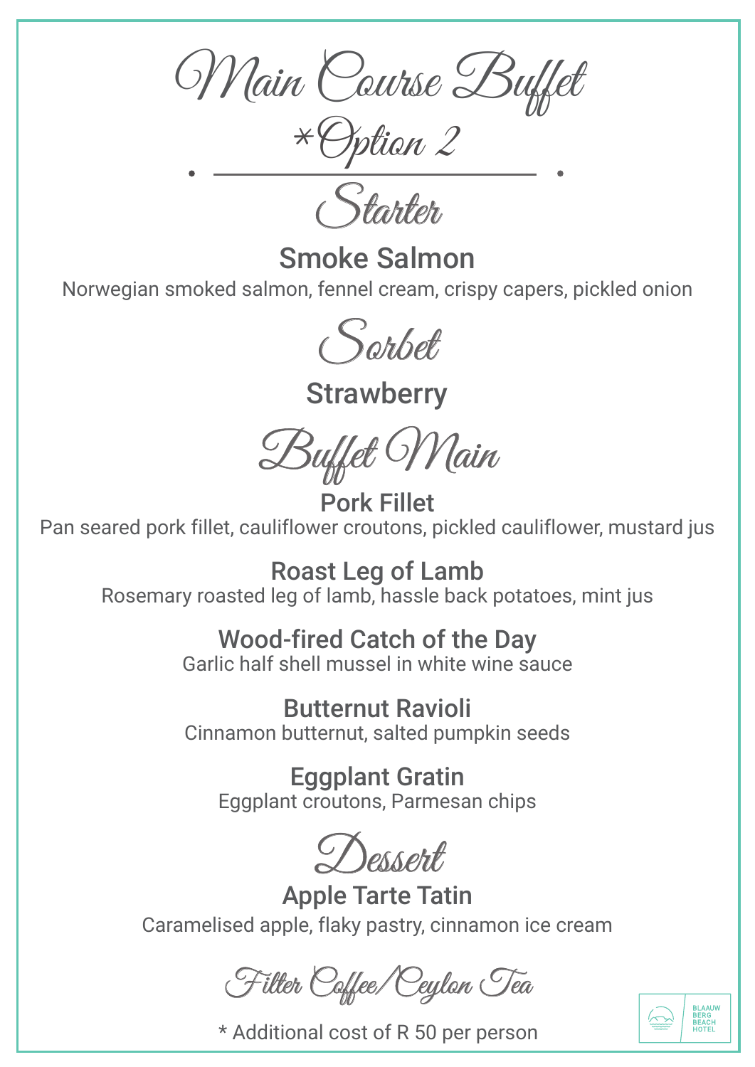# Main Course Buffet

# *Option 2

## Starter

### Smoke Salmon

Norwegian smoked salmon, fennel cream, crispy capers, pickled onion

## Sorbet

### Strawberry

## Buffet Main

### Pork Fillet

Pan seared pork fillet, cauliflower croutons, pickled cauliflower, mustard jus

### Roast Leg of Lamb

Rosemary roasted leg of lamb, hassle back potatoes, mint jus

### Wood-fired Catch of the Day

Garlic half shell mussel in white wine sauce

### Butternut Ravioli

Cinnamon butternut, salted pumpkin seeds

### Eggplant Gratin

Eggplant croutons, Parmesan chips

## Dessert

### Apple Tarte Tatin

Caramelised apple, flaky pastry, cinnamon ice cream

## Filter Coffee/Ceylon Tea

* Additional cost of R 50 per person

BLAAUW BERG BEACH HOTEL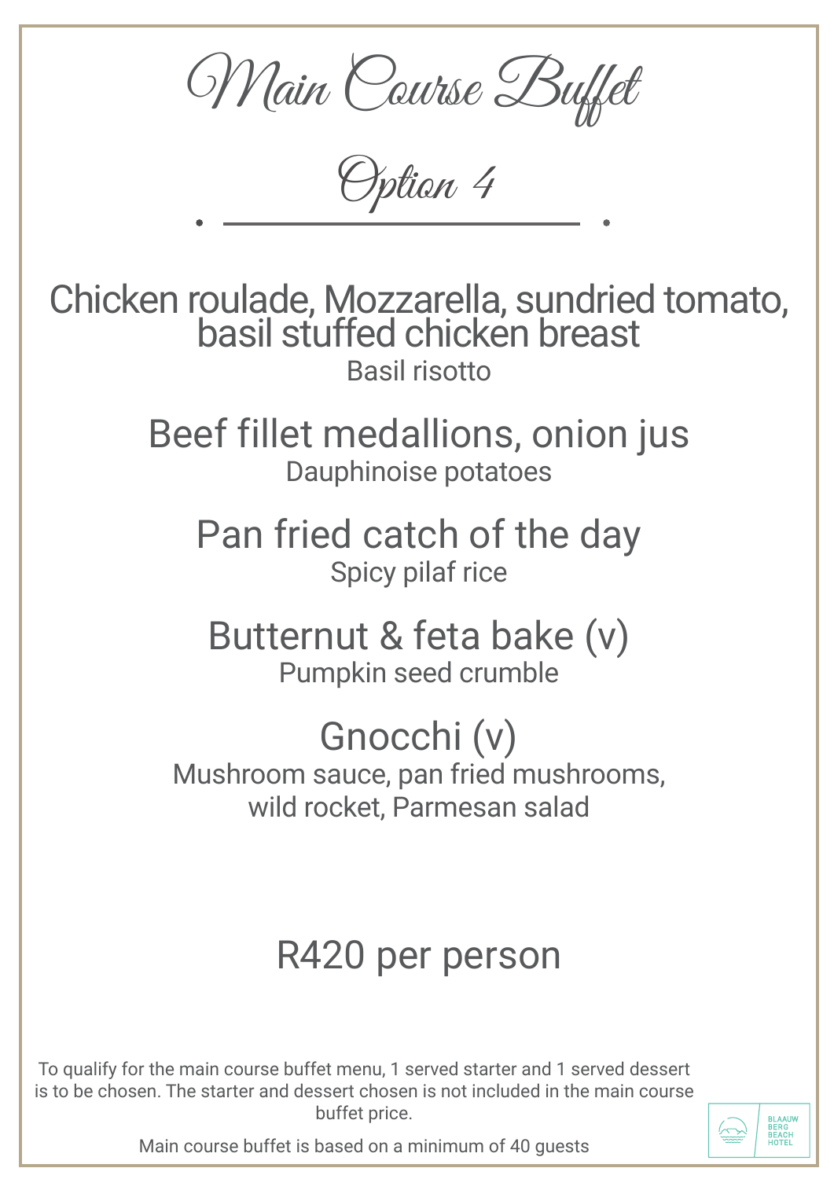# Main Course Buffet

## Option 4

Chicken roulade, Mozzarella, sundried tomato, basil stuffed chicken breast
Basil risotto

Beef fillet medallions, onion jus
Dauphinoise potatoes

Pan fried catch of the day
Spicy pilaf rice

Butternut & feta bake (v)
Pumpkin seed crumble

Gnocchi (v)
Mushroom sauce, pan fried mushrooms, wild rocket, Parmesan salad

R420 per person

To qualify for the main course buffet menu, 1 served starter and 1 served dessert is to be chosen. The starter and dessert chosen is not included in the main course buffet price.

Main course buffet is based on a minimum of 40 guests

BLAAUW BERG BEACH HOTEL